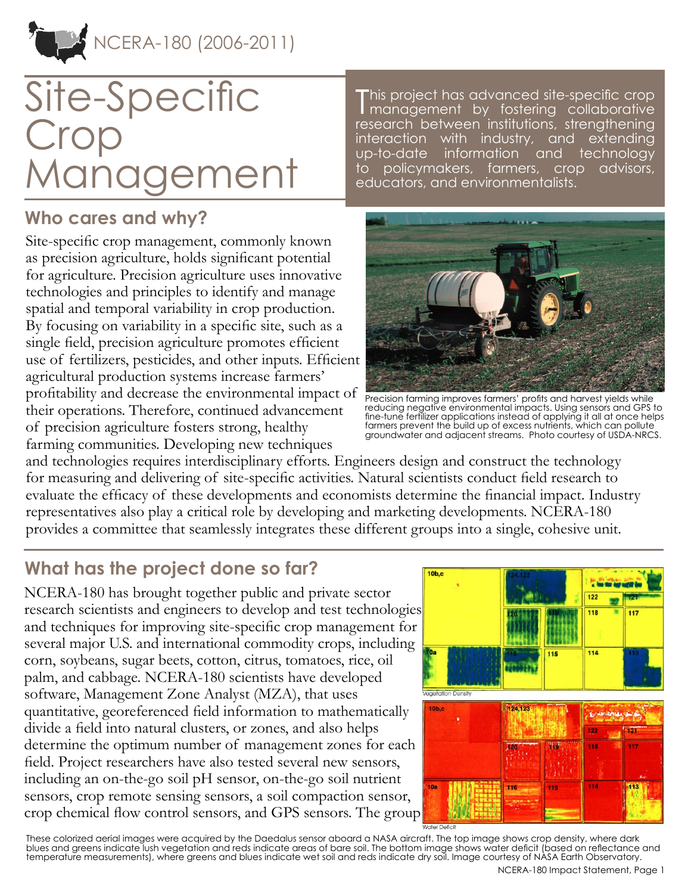NCERA-180 (2006-2011)

# Site-Specific Crop Management

This project has advanced site-specific crop management by fostering collaborative research between institutions, strengthening interaction with industry, and extending up-to-date information and technology to policymakers, farmers, crop advisors, educators, and environmentalists.

## Who cares and why?

Site-specific crop management, commonly known as precision agriculture, holds significant potential for agriculture. Precision agriculture uses innovative technologies and principles to identify and manage spatial and temporal variability in crop production. By focusing on variability in a specific site, such as a single field, precision agriculture promotes efficient use of fertilizers, pesticides, and other inputs. Efficient agricultural production systems increase farmers' profitability and decrease the environmental impact of their operations. Therefore, continued advancement of precision agriculture fosters strong, healthy farming communities. Developing new techniques and technologies requires interdisciplinary efforts. Engineers design and construct the technology for measuring and delivering of site-specific activities. Natural scientists conduct field research to evaluate the efficacy of these developments and economists determine the financial impact. Industry representatives also play a critical role by developing and marketing developments. NCERA-180 provides a committee that seamlessly integrates these different groups into a single, cohesive unit.

Precision farming improves farmers' profits and harvest yields while reducing negative environmental impacts. Using sensors and GPS to fine-tune fertilizer applications instead of applying it all at once helps farmers prevent the build up of excess nutrients, which can pollute groundwater and adjacent streams. Photo courtesy of USDA-NRCS.

## What has the project done so far?

NCERA-180 has brought together public and private sector research scientists and engineers to develop and test technologies and techniques for improving site-specific crop management for several major U.S. and international commodity crops, including corn, soybeans, sugar beets, cotton, citrus, tomatoes, rice, oil palm, and cabbage. NCERA-180 scientists have developed software, Management Zone Analyst (MZA), that uses quantitative, georeferenced field information to mathematically divide a field into natural clusters, or zones, and also helps determine the optimum number of management zones for each field. Project researchers have also tested several new sensors, including an on-the-go soil pH sensor, on-the-go soil nutrient sensors, crop remote sensing sensors, a soil compaction sensor, crop chemical flow control sensors, and GPS sensors. The group

These colorized aerial images were acquired by the Daedalus sensor aboard a NASA aircraft. The top image shows crop density, where dark blues and greens indicate lush vegetation and reds indicate areas of bare soil. The bottom image shows water deficit (based on reflectance and temperature measurements), where greens and blues indicate wet soil and reds indicate dry soil. Image courtesy of NASA Earth Observatory.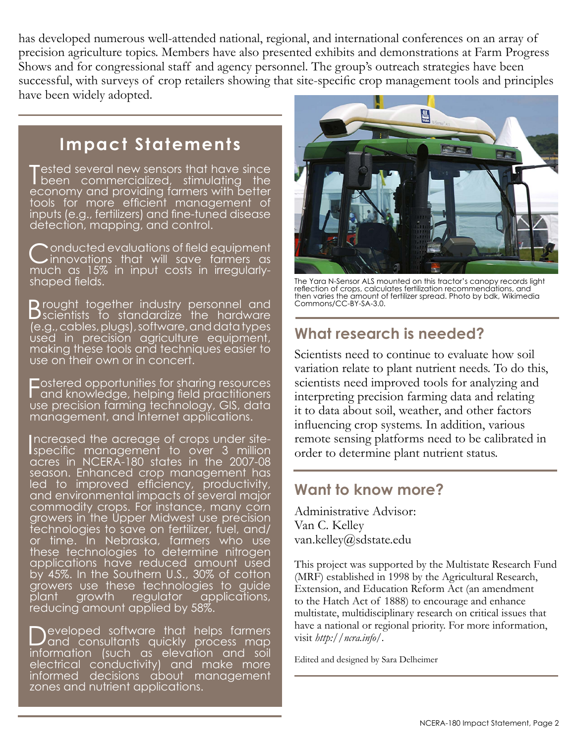has developed numerous well-attended national, regional, and international conferences on an array of precision agriculture topics. Members have also presented exhibits and demonstrations at Farm Progress Shows and for congressional staff and agency personnel. The group's outreach strategies have been successful, with surveys of crop retailers showing that site-specific crop management tools and principles have been widely adopted.

## Impact Statements

Tested several new sensors that have since been commercialized, stimulating the economy and providing farmers with better tools for more efficient management of inputs (e.g., fertilizers) and fine-tuned disease detection, mapping, and control.

Conducted evaluations of field equipment innovations that will save farmers as much as 15% in input costs in irregularly-shaped fields.

Brought together industry personnel and scientists to standardize the hardware (e.g., cables, plugs), software, and data types used in precision agriculture equipment, making these tools and techniques easier to use on their own or in concert.

Fostered opportunities for sharing resources and knowledge, helping field practitioners use precision farming technology, GIS, data management, and Internet applications.

Increased the acreage of crops under site-specific management to over 3 million acres in NCERA-180 states in the 2007-08 season. Enhanced crop management has led to improved efficiency, productivity, and environmental impacts of several major commodity crops. For instance, many corn growers in the Upper Midwest use precision technologies to save on fertilizer, fuel, and/or time. In Nebraska, farmers who use these technologies to determine nitrogen applications have reduced amount used by 45%. In the Southern U.S., 30% of cotton growers use these technologies to guide plant growth regulator applications, reducing amount applied by 58%.

Developed software that helps farmers and consultants quickly process map information (such as elevation and soil electrical conductivity) and make more informed decisions about management zones and nutrient applications.

The Yara N-Sensor ALS mounted on this tractor's canopy records light reflection of crops, calculates fertilization recommendations, and then varies the amount of fertilizer spread. Photo by bdk, Wikimedia Commons/CC-BY-SA-3.0.

## What research is needed?

Scientists need to continue to evaluate how soil variation relate to plant nutrient needs. To do this, scientists need improved tools for analyzing and interpreting precision farming data and relating it to data about soil, weather, and other factors influencing crop systems. In addition, various remote sensing platforms need to be calibrated in order to determine plant nutrient status.

## Want to know more?

Administrative Advisor:
Van C. Kelley
van.kelley@sdstate.edu

This project was supported by the Multistate Research Fund (MRF) established in 1998 by the Agricultural Research, Extension, and Education Reform Act (an amendment to the Hatch Act of 1888) to encourage and enhance multistate, multidisciplinary research on critical issues that have a national or regional priority. For more information, visit *http://ncra.info/*.

Edited and designed by Sara Delheimer